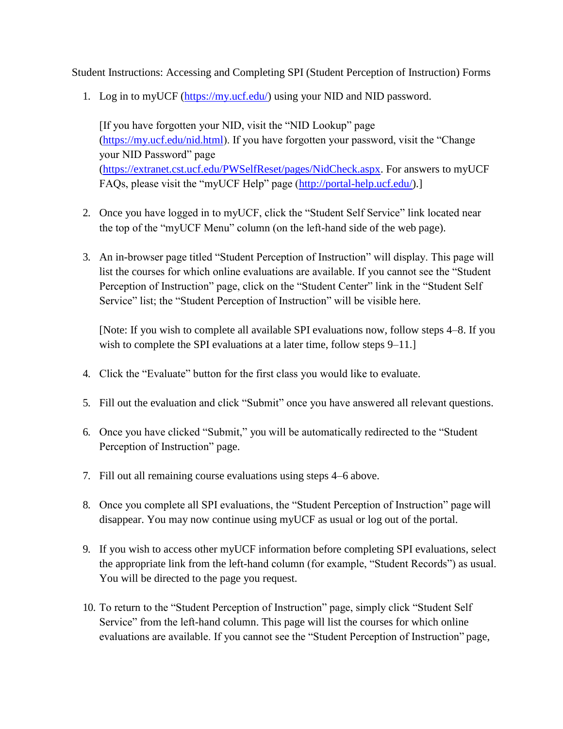Student Instructions: Accessing and Completing SPI (Student Perception of Instruction) Forms

1. Log in to myUCF (https://my.ucf.edu/) using your NID and NID password.

   [If you have forgotten your NID, visit the "NID Lookup" page (https://my.ucf.edu/nid.html). If you have forgotten your password, visit the "Change your NID Password" page (https://extranet.cst.ucf.edu/PWSelfReset/pages/NidCheck.aspx. For answers to myUCF FAQs, please visit the "myUCF Help" page (http://portal-help.ucf.edu/).]

2. Once you have logged in to myUCF, click the "Student Self Service" link located near the top of the "myUCF Menu" column (on the left-hand side of the web page).

3. An in-browser page titled "Student Perception of Instruction" will display. This page will list the courses for which online evaluations are available. If you cannot see the "Student Perception of Instruction" page, click on the "Student Center" link in the "Student Self Service" list; the "Student Perception of Instruction" will be visible here.

   [Note: If you wish to complete all available SPI evaluations now, follow steps 4–8. If you wish to complete the SPI evaluations at a later time, follow steps 9–11.]

4. Click the "Evaluate" button for the first class you would like to evaluate.

5. Fill out the evaluation and click "Submit" once you have answered all relevant questions.

6. Once you have clicked "Submit," you will be automatically redirected to the "Student Perception of Instruction" page.

7. Fill out all remaining course evaluations using steps 4–6 above.

8. Once you complete all SPI evaluations, the "Student Perception of Instruction" page will disappear. You may now continue using myUCF as usual or log out of the portal.

9. If you wish to access other myUCF information before completing SPI evaluations, select the appropriate link from the left-hand column (for example, "Student Records") as usual. You will be directed to the page you request.

10. To return to the "Student Perception of Instruction" page, simply click "Student Self Service" from the left-hand column. This page will list the courses for which online evaluations are available. If you cannot see the "Student Perception of Instruction" page,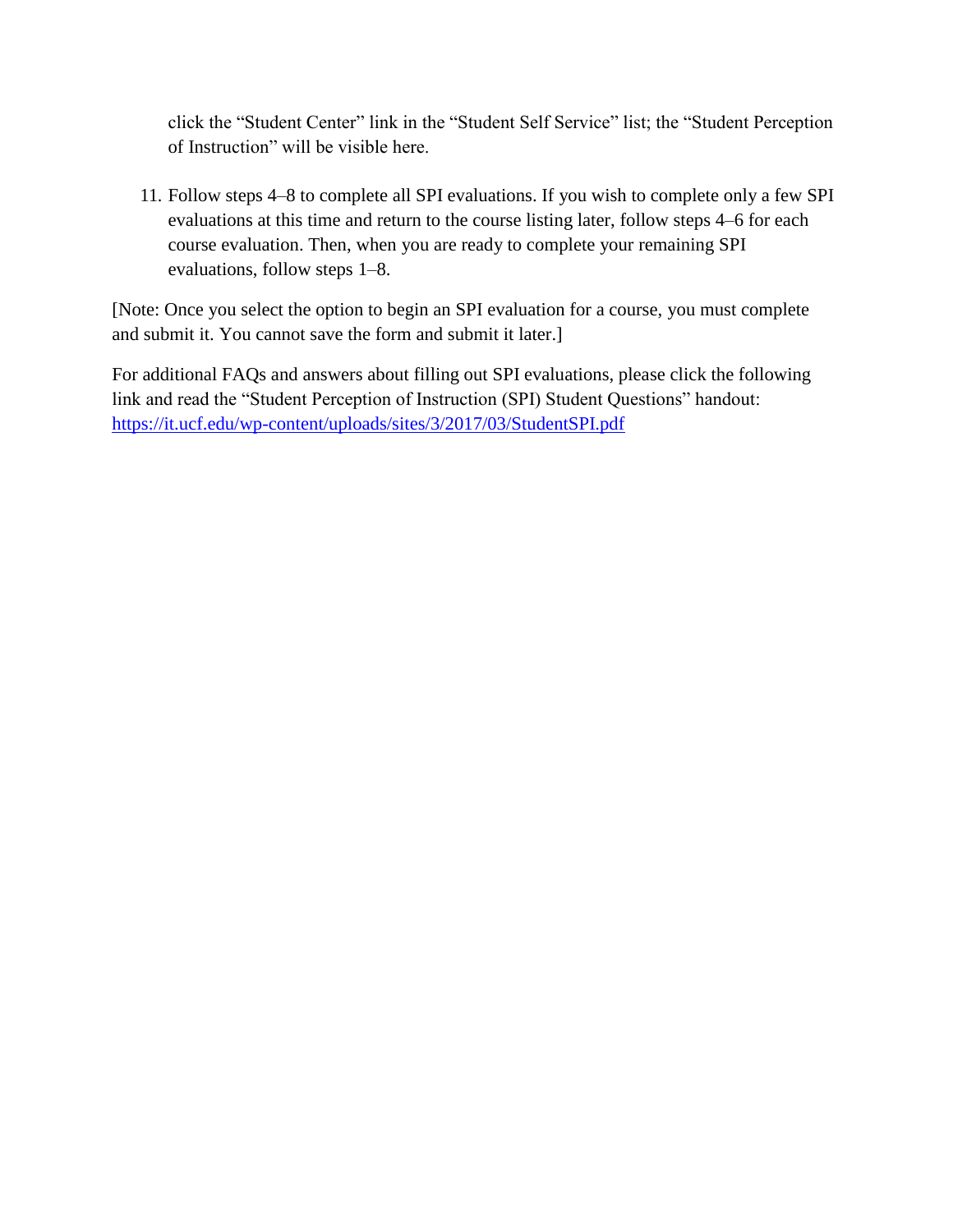click the “Student Center” link in the “Student Self Service” list; the “Student Perception of Instruction” will be visible here.

11. Follow steps 4–8 to complete all SPI evaluations. If you wish to complete only a few SPI evaluations at this time and return to the course listing later, follow steps 4–6 for each course evaluation. Then, when you are ready to complete your remaining SPI evaluations, follow steps 1–8.

[Note: Once you select the option to begin an SPI evaluation for a course, you must complete and submit it. You cannot save the form and submit it later.]

For additional FAQs and answers about filling out SPI evaluations, please click the following link and read the “Student Perception of Instruction (SPI) Student Questions” handout: [https://it.ucf.edu/wp-content/uploads/sites/3/2017/03/StudentSPI.pdf](https://it.ucf.edu/wp-content/uploads/sites/3/2017/03/StudentSPI.pdf)